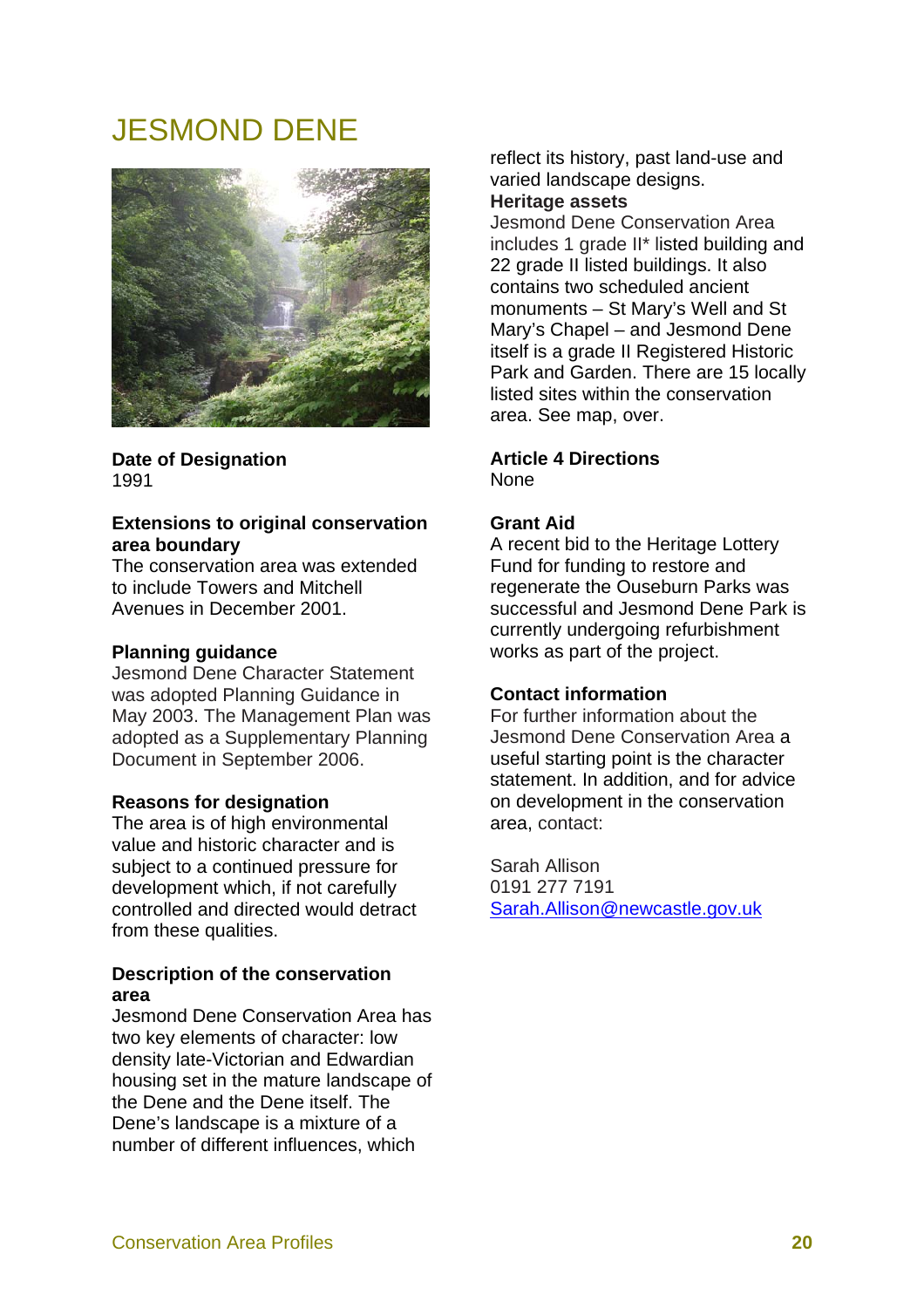# JESMOND DENE

**Date of Designation**
1991

**Extensions to original conservation area boundary**
The conservation area was extended to include Towers and Mitchell Avenues in December 2001.

**Planning guidance**
Jesmond Dene Character Statement was adopted Planning Guidance in May 2003. The Management Plan was adopted as a Supplementary Planning Document in September 2006.

**Reasons for designation**
The area is of high environmental value and historic character and is subject to a continued pressure for development which, if not carefully controlled and directed would detract from these qualities.

**Description of the conservation area**
Jesmond Dene Conservation Area has two key elements of character: low density late-Victorian and Edwardian housing set in the mature landscape of the Dene and the Dene itself. The Dene's landscape is a mixture of a number of different influences, which reflect its history, past land-use and varied landscape designs.

**Heritage assets**
Jesmond Dene Conservation Area includes 1 grade II* listed building and 22 grade II listed buildings. It also contains two scheduled ancient monuments – St Mary's Well and St Mary's Chapel – and Jesmond Dene itself is a grade II Registered Historic Park and Garden. There are 15 locally listed sites within the conservation area. See map, over.

**Article 4 Directions**
None

**Grant Aid**
A recent bid to the Heritage Lottery Fund for funding to restore and regenerate the Ouseburn Parks was successful and Jesmond Dene Park is currently undergoing refurbishment works as part of the project.

**Contact information**
For further information about the Jesmond Dene Conservation Area a useful starting point is the character statement. In addition, and for advice on development in the conservation area, contact:

Sarah Allison
0191 277 7191
Sarah.Allison@newcastle.gov.uk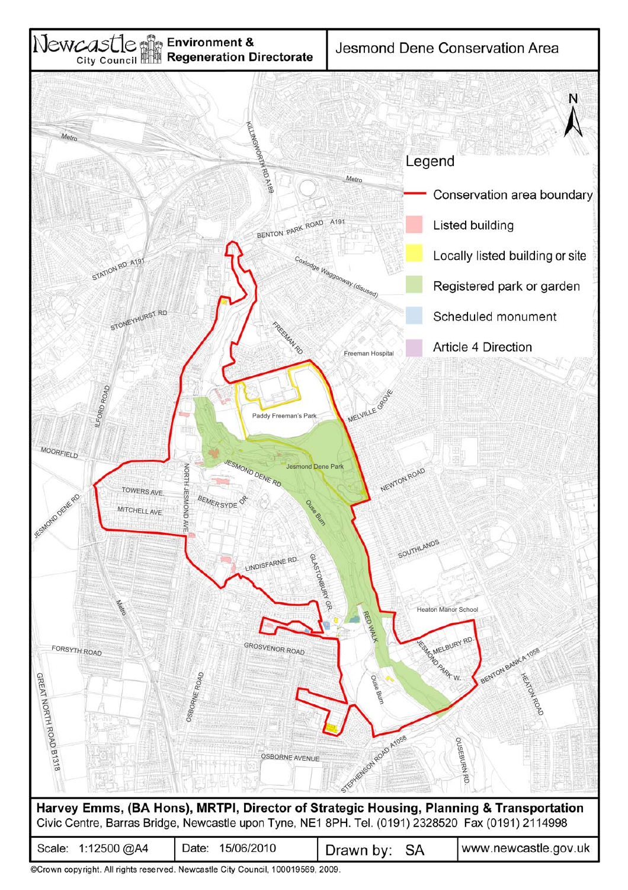Newcastle City Council — Environment & Regeneration Directorate

# Jesmond Dene Conservation Area

N

**Legend**

- Conservation area boundary
- Listed building
- Locally listed building or site
- Registered park or garden
- Scheduled monument
- Article 4 Direction

Metro, KILLINGWORTH RD A189, BENTON PARK ROAD A191, Coxlodge Waggonway (disused), STATION RD A191, STONEYHURST RD, FREEMAN RD, Freeman Hospital, ILFORD ROAD, Paddy Freeman's Park, MELVILLE GROVE, MOORFIELD, JESMOND DENE RD, Jesmond Dene Park, NEWTON ROAD, TOWERS AVE, BEMERSYDE DR, NORTH JESMOND AVE, JESMOND DENE RD, MITCHELL AVE, Ouse Burn, SOUTHLANDS, LINDISFARNE RD, GLASTONBURY GR., Heaton Manor School, RED WALK, JESMOND PARK W., MELBURY RD., GROSVENOR ROAD, FORSYTH ROAD, BENTON BANK A1058, HEATON ROAD, GREAT NORTH ROAD B1318, OSBORNE ROAD, OSBORNE AVENUE, STEPHENSON ROAD A1058, OUSEBURN RD.

**Harvey Emms, (BA Hons), MRTPI, Director of Strategic Housing, Planning & Transportation**
Civic Centre, Barras Bridge, Newcastle upon Tyne, NE1 8PH. Tel. (0191) 2328520 Fax (0191) 2114998

| Scale: 1:12500 @A4 | Date: 15/06/2010 | Drawn by: SA | www.newcastle.gov.uk |
|---|---|---|---|

©Crown copyright. All rights reserved. Newcastle City Council, 100019569, 2009.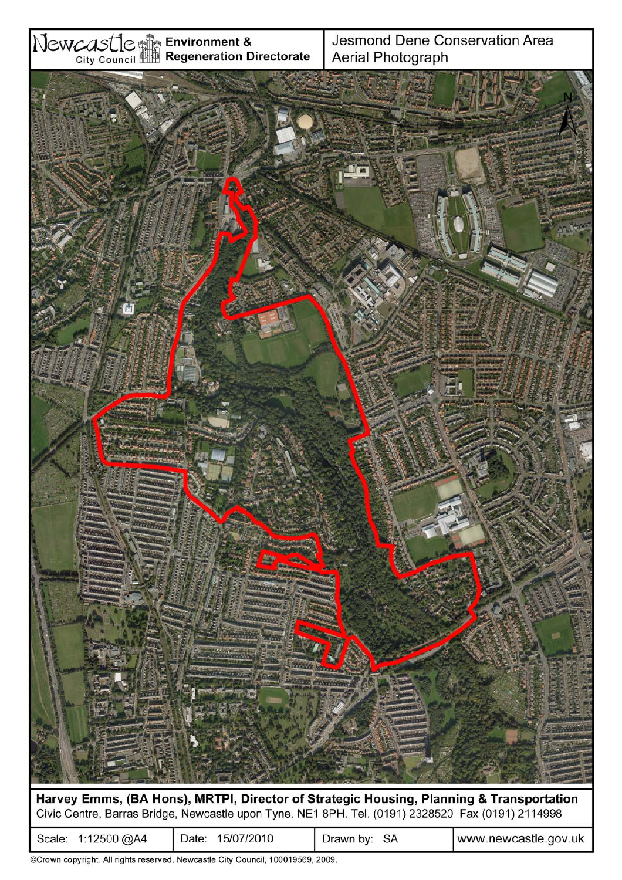Newcastle City Council | **Environment & Regeneration Directorate**

Jesmond Dene Conservation Area Aerial Photograph

N

**Harvey Emms, (BA Hons), MRTPI, Director of Strategic Housing, Planning & Transportation**
Civic Centre, Barras Bridge, Newcastle upon Tyne, NE1 8PH. Tel. (0191) 2328520 Fax (0191) 2114998

| | | | |
|---|---|---|---|
| Scale: 1:12500 @A4 | Date: 15/07/2010 | Drawn by: SA | www.newcastle.gov.uk |

©Crown copyright. All rights reserved. Newcastle City Council, 100019569, 2009.